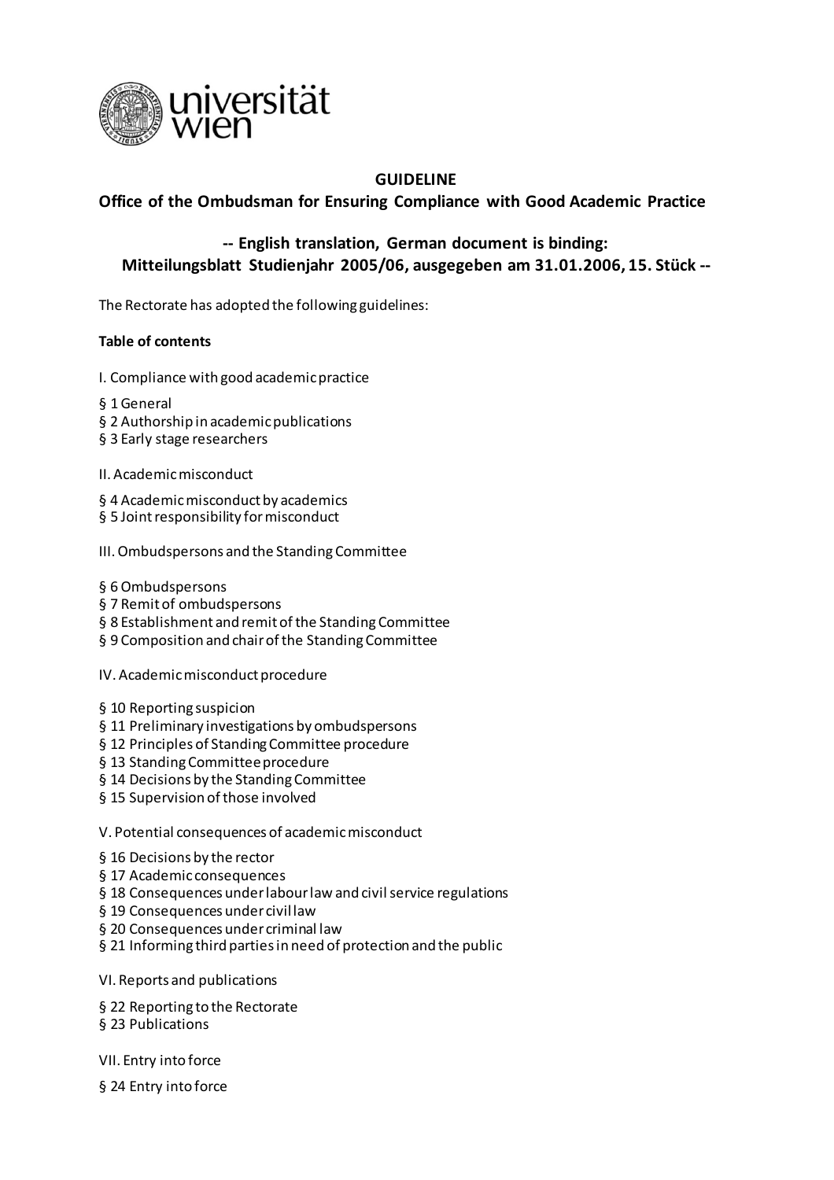# GUIDELINE

## Office of the Ombudsman for Ensuring Compliance with Good Academic Practice

### -- English translation, German document is binding: Mitteilungsblatt Studienjahr 2005/06, ausgegeben am 31.01.2006, 15. Stück --

The Rectorate has adopted the following guidelines:

**Table of contents**

I. Compliance with good academic practice

§ 1 General
§ 2 Authorship in academic publications
§ 3 Early stage researchers

II. Academic misconduct

§ 4 Academic misconduct by academics
§ 5 Joint responsibility for misconduct

III. Ombudspersons and the Standing Committee

§ 6 Ombudspersons
§ 7 Remit of ombudspersons
§ 8 Establishment and remit of the Standing Committee
§ 9 Composition and chair of the Standing Committee

IV. Academic misconduct procedure

§ 10 Reporting suspicion
§ 11 Preliminary investigations by ombudspersons
§ 12 Principles of Standing Committee procedure
§ 13 Standing Committee procedure
§ 14 Decisions by the Standing Committee
§ 15 Supervision of those involved

V. Potential consequences of academic misconduct

§ 16 Decisions by the rector
§ 17 Academic consequences
§ 18 Consequences under labour law and civil service regulations
§ 19 Consequences under civil law
§ 20 Consequences under criminal law
§ 21 Informing third parties in need of protection and the public

VI. Reports and publications

§ 22 Reporting to the Rectorate
§ 23 Publications

VII. Entry into force

§ 24 Entry into force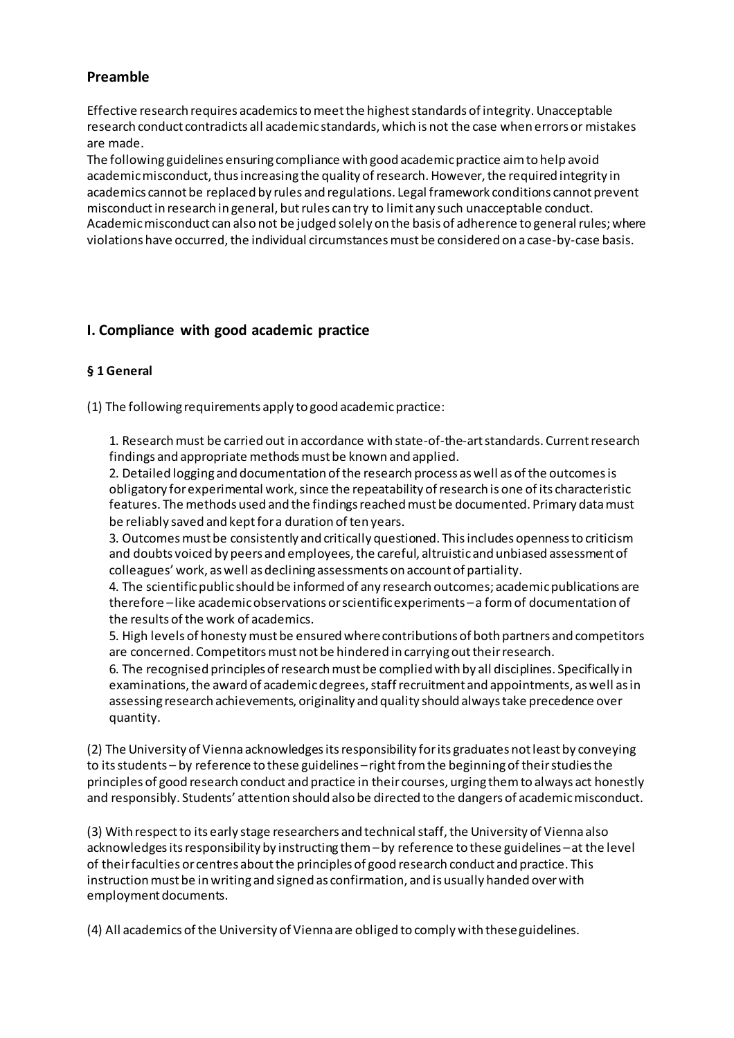## Preamble

Effective research requires academics to meet the highest standards of integrity. Unacceptable research conduct contradicts all academic standards, which is not the case when errors or mistakes are made.

The following guidelines ensuring compliance with good academic practice aim to help avoid academic misconduct, thus increasing the quality of research. However, the required integrity in academics cannot be replaced by rules and regulations. Legal framework conditions cannot prevent misconduct in research in general, but rules can try to limit any such unacceptable conduct. Academic misconduct can also not be judged solely on the basis of adherence to general rules; where violations have occurred, the individual circumstances must be considered on a case-by-case basis.

## I. Compliance with good academic practice

### § 1 General

(1) The following requirements apply to good academic practice:

1. Research must be carried out in accordance with state-of-the-art standards. Current research findings and appropriate methods must be known and applied.
2. Detailed logging and documentation of the research process as well as of the outcomes is obligatory for experimental work, since the repeatability of research is one of its characteristic features. The methods used and the findings reached must be documented. Primary data must be reliably saved and kept for a duration of ten years.
3. Outcomes must be consistently and critically questioned. This includes openness to criticism and doubts voiced by peers and employees, the careful, altruistic and unbiased assessment of colleagues' work, as well as declining assessments on account of partiality.
4. The scientific public should be informed of any research outcomes; academic publications are therefore – like academic observations or scientific experiments – a form of documentation of the results of the work of academics.
5. High levels of honesty must be ensured where contributions of both partners and competitors are concerned. Competitors must not be hindered in carrying out their research.
6. The recognised principles of research must be complied with by all disciplines. Specifically in examinations, the award of academic degrees, staff recruitment and appointments, as well as in assessing research achievements, originality and quality should always take precedence over quantity.

(2) The University of Vienna acknowledges its responsibility for its graduates not least by conveying to its students – by reference to these guidelines – right from the beginning of their studies the principles of good research conduct and practice in their courses, urging them to always act honestly and responsibly. Students' attention should also be directed to the dangers of academic misconduct.

(3) With respect to its early stage researchers and technical staff, the University of Vienna also acknowledges its responsibility by instructing them – by reference to these guidelines – at the level of their faculties or centres about the principles of good research conduct and practice. This instruction must be in writing and signed as confirmation, and is usually handed over with employment documents.

(4) All academics of the University of Vienna are obliged to comply with these guidelines.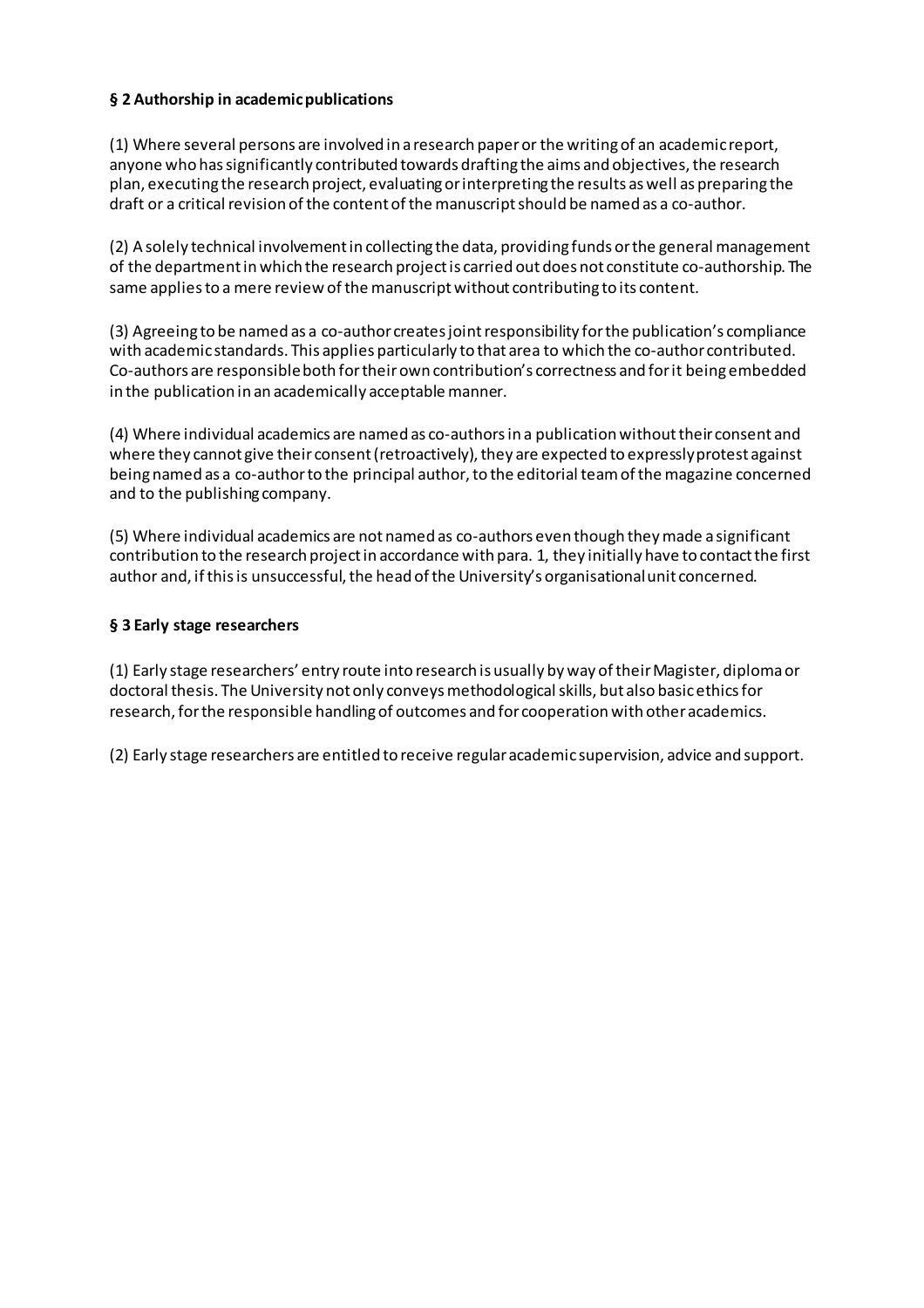**§ 2 Authorship in academic publications**

(1) Where several persons are involved in a research paper or the writing of an academic report, anyone who has significantly contributed towards drafting the aims and objectives, the research plan, executing the research project, evaluating or interpreting the results as well as preparing the draft or a critical revision of the content of the manuscript should be named as a co-author.

(2) A solely technical involvement in collecting the data, providing funds or the general management of the department in which the research project is carried out does not constitute co-authorship. The same applies to a mere review of the manuscript without contributing to its content.

(3) Agreeing to be named as a co-author creates joint responsibility for the publication's compliance with academic standards. This applies particularly to that area to which the co-author contributed. Co-authors are responsible both for their own contribution's correctness and for it being embedded in the publication in an academically acceptable manner.

(4) Where individual academics are named as co-authors in a publication without their consent and where they cannot give their consent (retroactively), they are expected to expressly protest against being named as a co-author to the principal author, to the editorial team of the magazine concerned and to the publishing company.

(5) Where individual academics are not named as co-authors even though they made a significant contribution to the research project in accordance with para. 1, they initially have to contact the first author and, if this is unsuccessful, the head of the University's organisational unit concerned.

**§ 3 Early stage researchers**

(1) Early stage researchers' entry route into research is usually by way of their Magister, diploma or doctoral thesis. The University not only conveys methodological skills, but also basic ethics for research, for the responsible handling of outcomes and for cooperation with other academics.

(2) Early stage researchers are entitled to receive regular academic supervision, advice and support.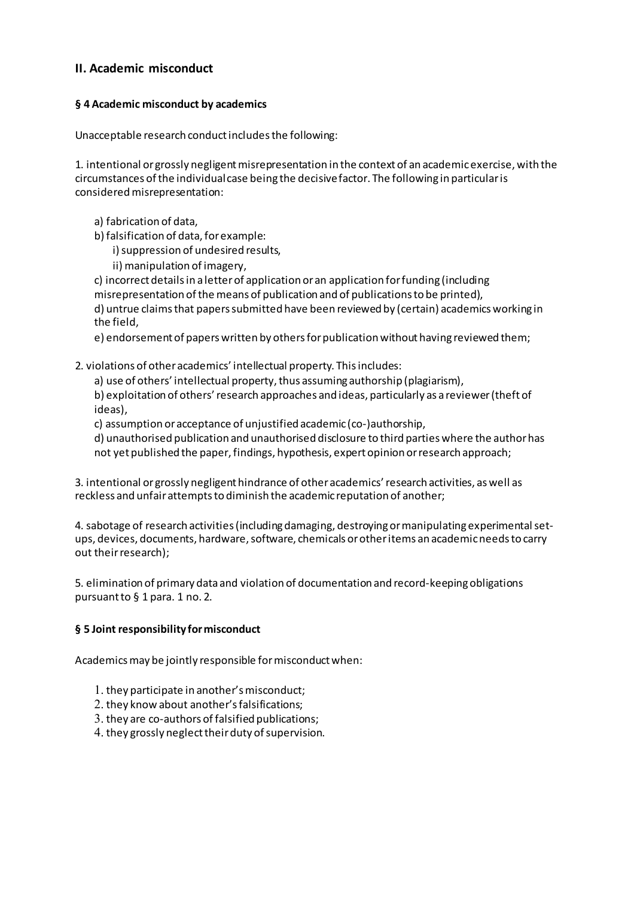## II. Academic misconduct

### § 4 Academic misconduct by academics

Unacceptable research conduct includes the following:

1. intentional or grossly negligent misrepresentation in the context of an academic exercise, with the circumstances of the individual case being the decisive factor. The following in particular is considered misrepresentation:

   a) fabrication of data,
   b) falsification of data, for example:
      i) suppression of undesired results,
      ii) manipulation of imagery,
   c) incorrect details in a letter of application or an application for funding (including misrepresentation of the means of publication and of publications to be printed),
   d) untrue claims that papers submitted have been reviewed by (certain) academics working in the field,
   e) endorsement of papers written by others for publication without having reviewed them;

2. violations of other academics' intellectual property. This includes:
   a) use of others' intellectual property, thus assuming authorship (plagiarism),
   b) exploitation of others' research approaches and ideas, particularly as a reviewer (theft of ideas),
   c) assumption or acceptance of unjustified academic (co-)authorship,
   d) unauthorised publication and unauthorised disclosure to third parties where the author has not yet published the paper, findings, hypothesis, expert opinion or research approach;

3. intentional or grossly negligent hindrance of other academics' research activities, as well as reckless and unfair attempts to diminish the academic reputation of another;

4. sabotage of research activities (including damaging, destroying or manipulating experimental set-ups, devices, documents, hardware, software, chemicals or other items an academic needs to carry out their research);

5. elimination of primary data and violation of documentation and record-keeping obligations pursuant to § 1 para. 1 no. 2.

### § 5 Joint responsibility for misconduct

Academics may be jointly responsible for misconduct when:

1. they participate in another's misconduct;
2. they know about another's falsifications;
3. they are co-authors of falsified publications;
4. they grossly neglect their duty of supervision.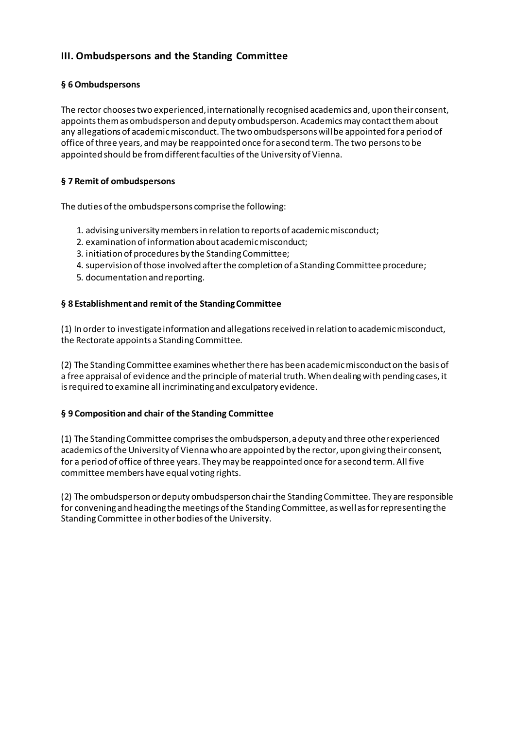## III. Ombudspersons and the Standing Committee

### § 6 Ombudspersons

The rector chooses two experienced, internationally recognised academics and, upon their consent, appoints them as ombudsperson and deputy ombudsperson. Academics may contact them about any allegations of academic misconduct. The two ombudspersons will be appointed for a period of office of three years, and may be reappointed once for a second term. The two persons to be appointed should be from different faculties of the University of Vienna.

### § 7 Remit of ombudspersons

The duties of the ombudspersons comprise the following:

1. advising university members in relation to reports of academic misconduct;
2. examination of information about academic misconduct;
3. initiation of procedures by the Standing Committee;
4. supervision of those involved after the completion of a Standing Committee procedure;
5. documentation and reporting.

### § 8 Establishment and remit of the Standing Committee

(1) In order to investigate information and allegations received in relation to academic misconduct, the Rectorate appoints a Standing Committee.

(2) The Standing Committee examines whether there has been academic misconduct on the basis of a free appraisal of evidence and the principle of material truth. When dealing with pending cases, it is required to examine all incriminating and exculpatory evidence.

### § 9 Composition and chair of the Standing Committee

(1) The Standing Committee comprises the ombudsperson, a deputy and three other experienced academics of the University of Vienna who are appointed by the rector, upon giving their consent, for a period of office of three years. They may be reappointed once for a second term. All five committee members have equal voting rights.

(2) The ombudsperson or deputy ombudsperson chair the Standing Committee. They are responsible for convening and heading the meetings of the Standing Committee, as well as for representing the Standing Committee in other bodies of the University.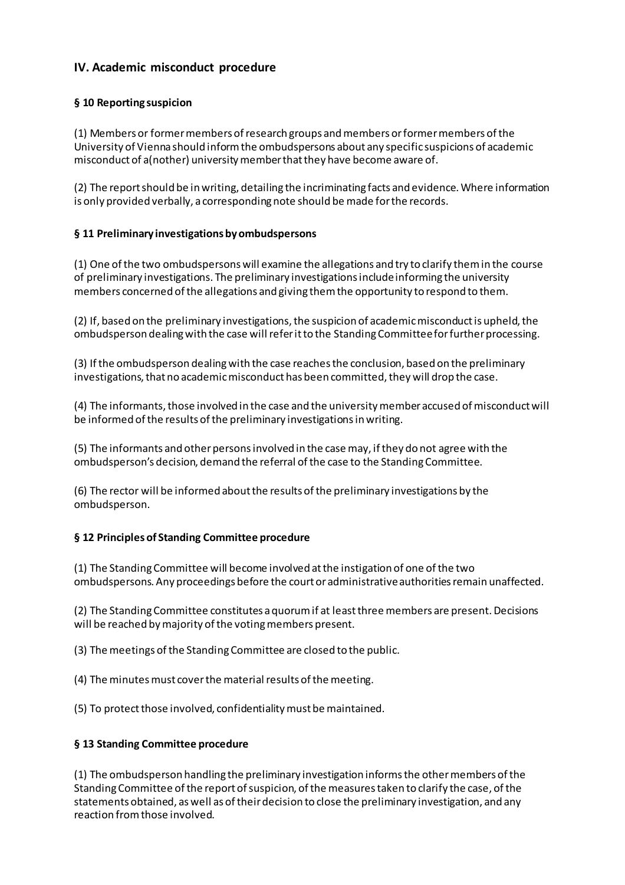## IV. Academic misconduct procedure

### § 10 Reporting suspicion

(1) Members or former members of research groups and members or former members of the University of Vienna should inform the ombudspersons about any specific suspicions of academic misconduct of a(nother) university member that they have become aware of.

(2) The report should be in writing, detailing the incriminating facts and evidence. Where information is only provided verbally, a corresponding note should be made for the records.

### § 11 Preliminary investigations by ombudspersons

(1) One of the two ombudspersons will examine the allegations and try to clarify them in the course of preliminary investigations. The preliminary investigations include informing the university members concerned of the allegations and giving them the opportunity to respond to them.

(2) If, based on the preliminary investigations, the suspicion of academic misconduct is upheld, the ombudsperson dealing with the case will refer it to the Standing Committee for further processing.

(3) If the ombudsperson dealing with the case reaches the conclusion, based on the preliminary investigations, that no academic misconduct has been committed, they will drop the case.

(4) The informants, those involved in the case and the university member accused of misconduct will be informed of the results of the preliminary investigations in writing.

(5) The informants and other persons involved in the case may, if they do not agree with the ombudsperson's decision, demand the referral of the case to the Standing Committee.

(6) The rector will be informed about the results of the preliminary investigations by the ombudsperson.

### § 12 Principles of Standing Committee procedure

(1) The Standing Committee will become involved at the instigation of one of the two ombudspersons. Any proceedings before the court or administrative authorities remain unaffected.

(2) The Standing Committee constitutes a quorum if at least three members are present. Decisions will be reached by majority of the voting members present.

(3) The meetings of the Standing Committee are closed to the public.

(4) The minutes must cover the material results of the meeting.

(5) To protect those involved, confidentiality must be maintained.

### § 13 Standing Committee procedure

(1) The ombudsperson handling the preliminary investigation informs the other members of the Standing Committee of the report of suspicion, of the measures taken to clarify the case, of the statements obtained, as well as of their decision to close the preliminary investigation, and any reaction from those involved.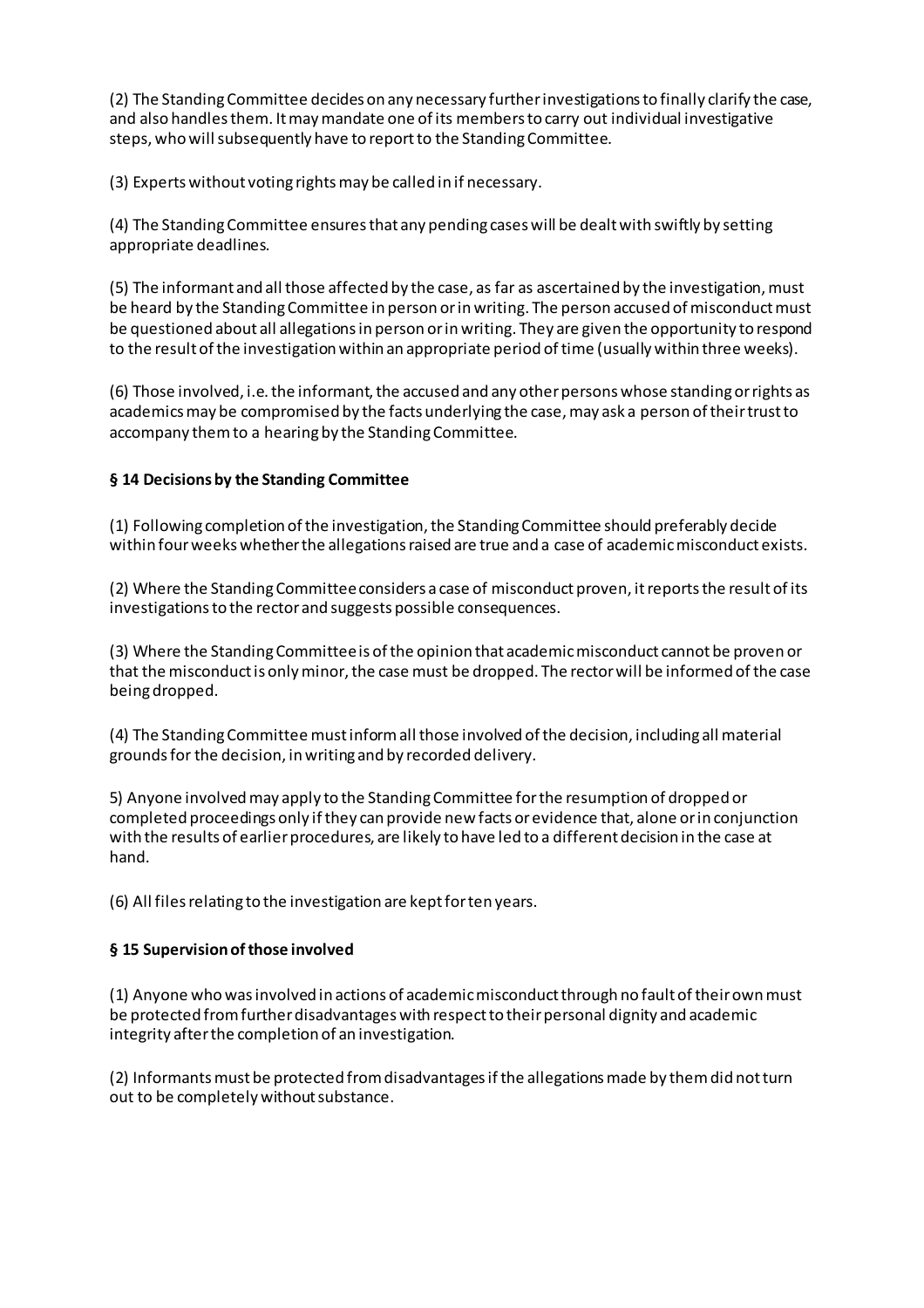(2) The Standing Committee decides on any necessary further investigations to finally clarify the case, and also handles them. It may mandate one of its members to carry out individual investigative steps, who will subsequently have to report to the Standing Committee.

(3) Experts without voting rights may be called in if necessary.

(4) The Standing Committee ensures that any pending cases will be dealt with swiftly by setting appropriate deadlines.

(5) The informant and all those affected by the case, as far as ascertained by the investigation, must be heard by the Standing Committee in person or in writing. The person accused of misconduct must be questioned about all allegations in person or in writing. They are given the opportunity to respond to the result of the investigation within an appropriate period of time (usually within three weeks).

(6) Those involved, i.e. the informant, the accused and any other persons whose standing or rights as academics may be compromised by the facts underlying the case, may ask a person of their trust to accompany them to a hearing by the Standing Committee.

### § 14 Decisions by the Standing Committee

(1) Following completion of the investigation, the Standing Committee should preferably decide within four weeks whether the allegations raised are true and a case of academic misconduct exists.

(2) Where the Standing Committee considers a case of misconduct proven, it reports the result of its investigations to the rector and suggests possible consequences.

(3) Where the Standing Committee is of the opinion that academic misconduct cannot be proven or that the misconduct is only minor, the case must be dropped. The rector will be informed of the case being dropped.

(4) The Standing Committee must inform all those involved of the decision, including all material grounds for the decision, in writing and by recorded delivery.

5) Anyone involved may apply to the Standing Committee for the resumption of dropped or completed proceedings only if they can provide new facts or evidence that, alone or in conjunction with the results of earlier procedures, are likely to have led to a different decision in the case at hand.

(6) All files relating to the investigation are kept for ten years.

### § 15 Supervision of those involved

(1) Anyone who was involved in actions of academic misconduct through no fault of their own must be protected from further disadvantages with respect to their personal dignity and academic integrity after the completion of an investigation.

(2) Informants must be protected from disadvantages if the allegations made by them did not turn out to be completely without substance.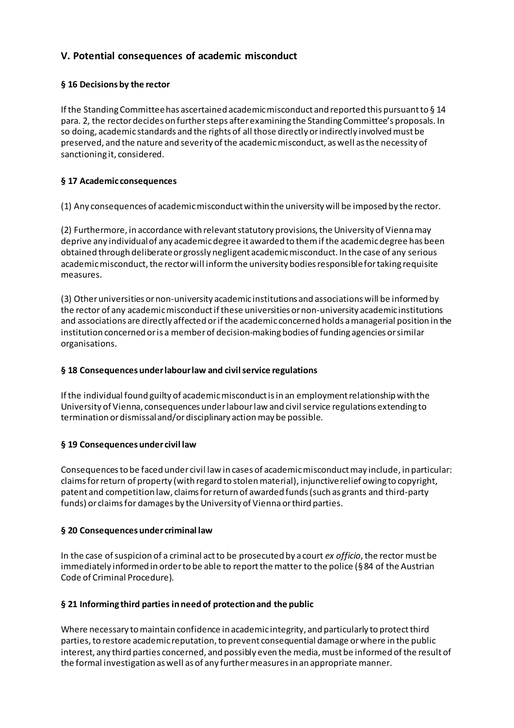## V. Potential consequences of academic misconduct

### § 16 Decisions by the rector

If the Standing Committee has ascertained academic misconduct and reported this pursuant to § 14 para. 2, the rector decides on further steps after examining the Standing Committee's proposals. In so doing, academic standards and the rights of all those directly or indirectly involved must be preserved, and the nature and severity of the academic misconduct, as well as the necessity of sanctioning it, considered.

### § 17 Academic consequences

(1) Any consequences of academic misconduct within the university will be imposed by the rector.

(2) Furthermore, in accordance with relevant statutory provisions, the University of Vienna may deprive any individual of any academic degree it awarded to them if the academic degree has been obtained through deliberate or grossly negligent academic misconduct. In the case of any serious academic misconduct, the rector will inform the university bodies responsible for taking requisite measures.

(3) Other universities or non-university academic institutions and associations will be informed by the rector of any academic misconduct if these universities or non-university academic institutions and associations are directly affected or if the academic concerned holds a managerial position in the institution concerned or is a member of decision-making bodies of funding agencies or similar organisations.

### § 18 Consequences under labour law and civil service regulations

If the individual found guilty of academic misconduct is in an employment relationship with the University of Vienna, consequences under labour law and civil service regulations extending to termination or dismissal and/or disciplinary action may be possible.

### § 19 Consequences under civil law

Consequences to be faced under civil law in cases of academic misconduct may include, in particular: claims for return of property (with regard to stolen material), injunctive relief owing to copyright, patent and competition law, claims for return of awarded funds (such as grants and third-party funds) or claims for damages by the University of Vienna or third parties.

### § 20 Consequences under criminal law

In the case of suspicion of a criminal act to be prosecuted by a court *ex officio*, the rector must be immediately informed in order to be able to report the matter to the police (§ 84 of the Austrian Code of Criminal Procedure).

### § 21 Informing third parties in need of protection and the public

Where necessary to maintain confidence in academic integrity, and particularly to protect third parties, to restore academic reputation, to prevent consequential damage or where in the public interest, any third parties concerned, and possibly even the media, must be informed of the result of the formal investigation as well as of any further measures in an appropriate manner.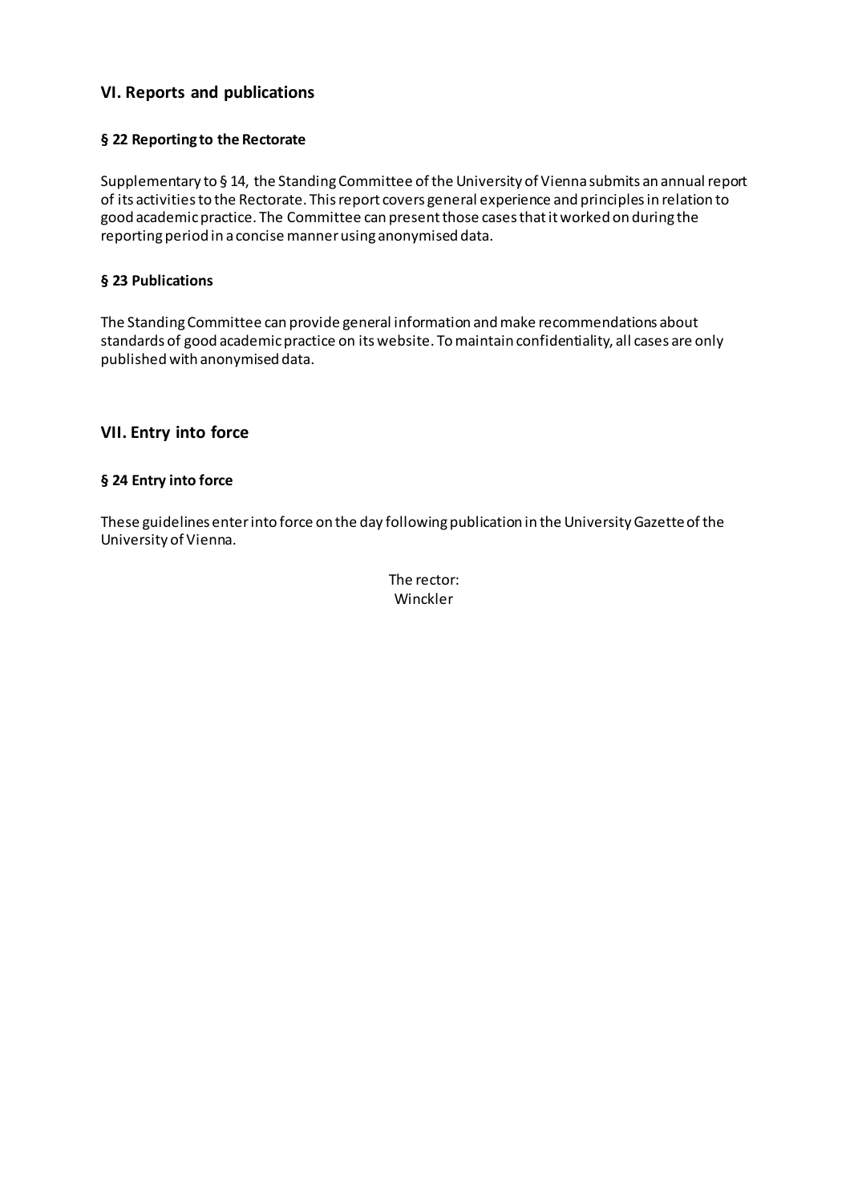## VI. Reports and publications

### § 22 Reporting to the Rectorate

Supplementary to § 14, the Standing Committee of the University of Vienna submits an annual report of its activities to the Rectorate. This report covers general experience and principles in relation to good academic practice. The Committee can present those cases that it worked on during the reporting period in a concise manner using anonymised data.

### § 23 Publications

The Standing Committee can provide general information and make recommendations about standards of good academic practice on its website. To maintain confidentiality, all cases are only published with anonymised data.

## VII. Entry into force

### § 24 Entry into force

These guidelines enter into force on the day following publication in the University Gazette of the University of Vienna.

The rector:
Winckler